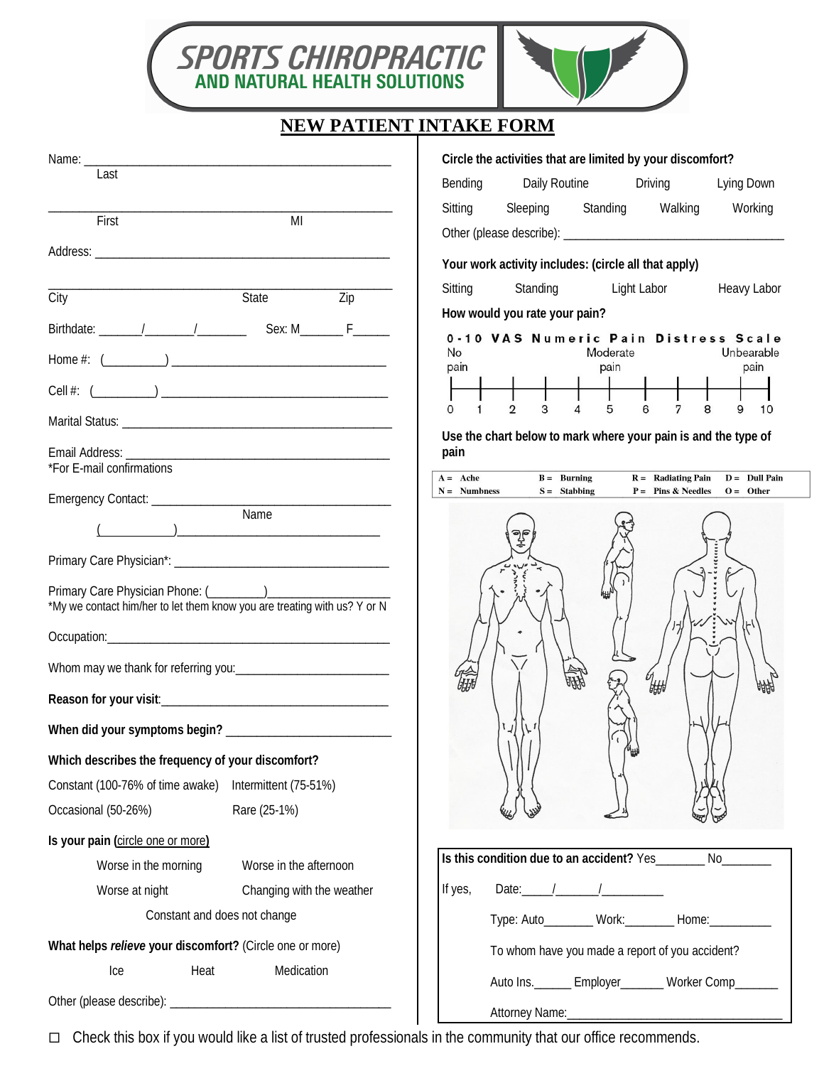SPORTS CHIROPRACTIC
AND NATURAL HEALTH SOLUTIONS

# NEW PATIENT INTAKE FORM

Name: ______________________________________________
Last

______________________________________________
First MI

Address: ______________________________________________

______________________________________________
City State Zip

Birthdate: _______/_______/________ Sex: M_______ F______

Home #: (_________) ________________________________

Cell #: (_________) ________________________________

Marital Status: ______________________________________

Email Address: ______________________________________
*For E-mail confirmations

Emergency Contact: __________________________________
Name
(___________)_______________________________

Primary Care Physician*: ______________________________

Primary Care Physician Phone: (_________)_______________
*My we contact him/her to let them know you are treating with us? Y or N

Occupation:__________________________________________

Whom may we thank for referring you:___________________

**Reason for your visit**:___________________________________

**When did your symptoms begin?** ________________________

**Which describes the frequency of your discomfort?**

Constant (100-76% of time awake) Intermittent (75-51%)

Occasional (50-26%) Rare (25-1%)

**Is your pain** (circle one or more)

Worse in the morning Worse in the afternoon

Worse at night Changing with the weather

Constant and does not change

**What helps *relieve* your discomfort?** (Circle one or more)

Ice Heat Medication

Other (please describe): ________________________________

**Circle the activities that are limited by your discomfort?**

Bending Daily Routine Driving Lying Down

Sitting Sleeping Standing Walking Working

Other (please describe): ______________________________

**Your work activity includes: (circle all that apply)**

Sitting Standing Light Labor Heavy Labor

**How would you rate your pain?**

**0-10 VAS Numeric Pain Distress Scale**

No pain — Moderate pain — Unbearable pain

0 1 2 3 4 5 6 7 8 9 10

**Use the chart below to mark where your pain is and the type of pain**

| A = Ache | B = Burning | R = Radiating Pain | D = Dull Pain |
|---|---|---|---|
| N = Numbness | S = Stabbing | P = Pins & Needles | O = Other |

**Is this condition due to an accident?** Yes_______ No________

If yes, Date:_____/_______/__________

Type: Auto_______ Work:_______ Home:_________

To whom have you made a report of you accident?

Auto Ins.______ Employer_______ Worker Comp_______

Attorney Name:_________________________________

☐ Check this box if you would like a list of trusted professionals in the community that our office recommends.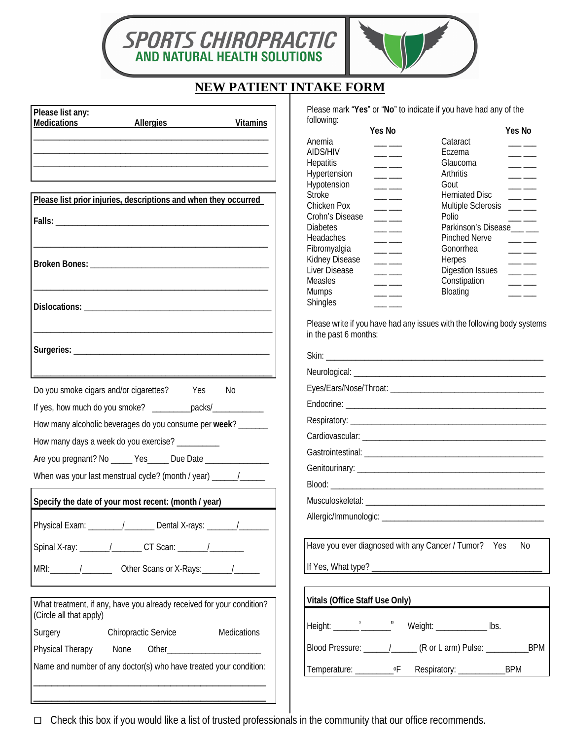SPORTS CHIROPRACTIC
AND NATURAL HEALTH SOLUTIONS

# NEW PATIENT INTAKE FORM

**Please list any:**

| **Medications** | **Allergies** | **Vitamins** |
| --- | --- | --- |
| | | |
| | | |
| | | |

**Please list prior injuries, descriptions and when they occurred**

**Falls:** ___________________________________________

___________________________________________

**Broken Bones:** ___________________________________________

___________________________________________

**Dislocations:** ___________________________________________

___________________________________________

**Surgeries:** ___________________________________________

___________________________________________

Do you smoke cigars and/or cigarettes? Yes No

If yes, how much do you smoke? ________packs/___________

How many alcoholic beverages do you consume per **week**? ______

How many days a week do you exercise? _________

Are you pregnant? No _____ Yes_____ Due Date ______________

When was your last menstrual cycle? (month / year) _____/_____

**Specify the date of your most recent: (month / year)**

Physical Exam: _______/_______ Dental X-rays: _______/_______

Spinal X-ray: _______/_______ CT Scan: _______/________

MRI:_______/_______ Other Scans or X-Rays:_______/______

What treatment, if any, have you already received for your condition? (Circle all that apply)

Surgery Chiropractic Service Medications

Physical Therapy None Other____________________

Name and number of any doctor(s) who have treated your condition:

___________________________________________

___________________________________________

Please mark "**Yes**" or "**No**" to indicate if you have had any of the following:

| | **Yes** | **No** | | **Yes** | **No** |
| --- | --- | --- | --- | --- | --- |
| Anemia | ___ | ___ | Cataract | ___ | ___ |
| AIDS/HIV | ___ | ___ | Eczema | ___ | ___ |
| Hepatitis | ___ | ___ | Glaucoma | ___ | ___ |
| Hypertension | ___ | ___ | Arthritis | ___ | ___ |
| Hypotension | ___ | ___ | Gout | ___ | ___ |
| Stroke | ___ | ___ | Herniated Disc | ___ | ___ |
| Chicken Pox | ___ | ___ | Multiple Sclerosis | ___ | ___ |
| Crohn's Disease | ___ | ___ | Polio | ___ | ___ |
| Diabetes | ___ | ___ | Parkinson's Disease | ___ | ___ |
| Headaches | ___ | ___ | Pinched Nerve | ___ | ___ |
| Fibromyalgia | ___ | ___ | Gonorrhea | ___ | ___ |
| Kidney Disease | ___ | ___ | Herpes | ___ | ___ |
| Liver Disease | ___ | ___ | Digestion Issues | ___ | ___ |
| Measles | ___ | ___ | Constipation | ___ | ___ |
| Mumps | ___ | ___ | Bloating | ___ | ___ |
| Shingles | ___ | ___ | | | |

Please write if you have had any issues with the following body systems in the past 6 months:

Skin: ___________________________________________

Neurological: ___________________________________________

Eyes/Ears/Nose/Throat: ___________________________________________

Endocrine: ___________________________________________

Respiratory: ___________________________________________

Cardiovascular: ___________________________________________

Gastrointestinal: ___________________________________________

Genitourinary: ___________________________________________

Blood: ___________________________________________

Musculoskeletal: ___________________________________________

Allergic/Immunologic: ___________________________________________

Have you ever diagnosed with any Cancer / Tumor? Yes No

If Yes, What type? ___________________________________________

**Vitals (Office Staff Use Only)**

Height: ______'______" Weight: ___________ lbs.

Blood Pressure: _____/_____ (R or L arm) Pulse: _________BPM

Temperature: ________°F Respiratory: __________BPM

☐ Check this box if you would like a list of trusted professionals in the community that our office recommends.